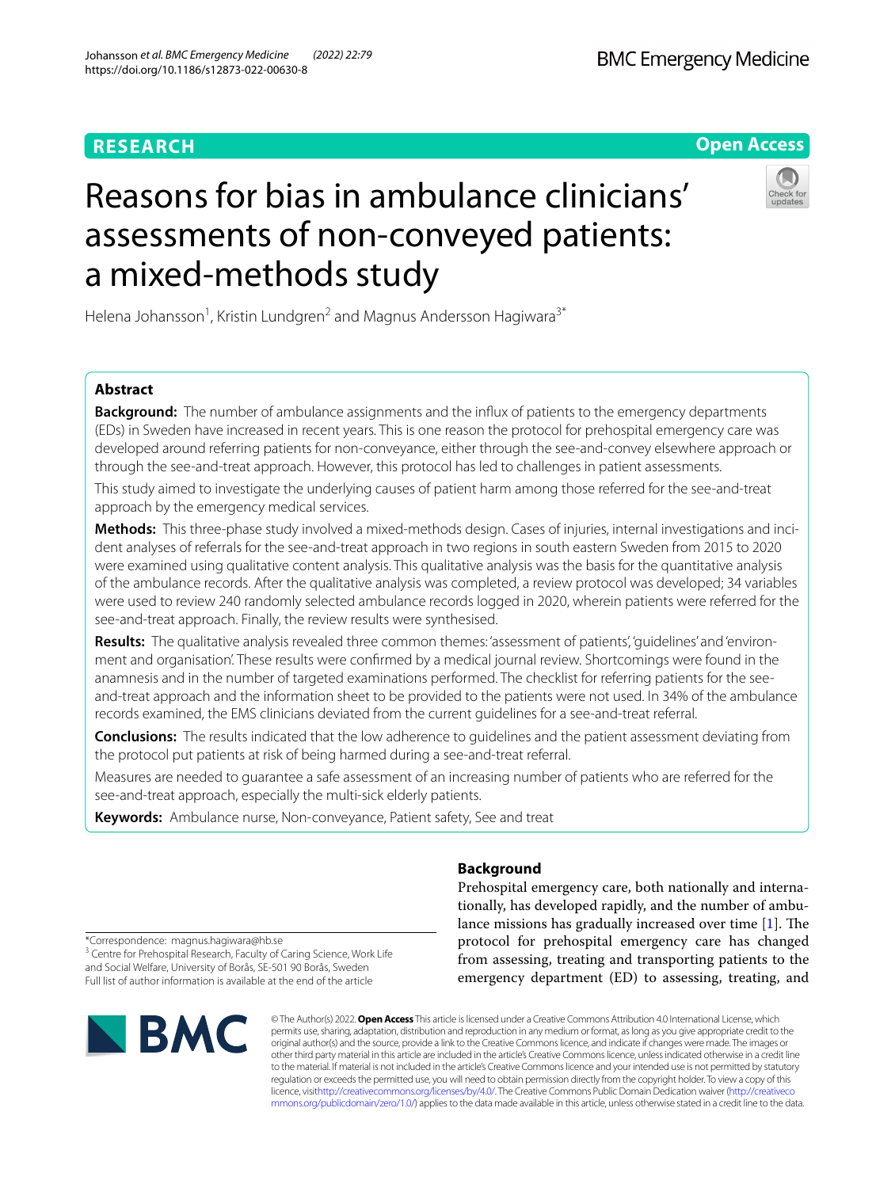RESEARCH

Open Access

# Reasons for bias in ambulance clinicians' assessments of non-conveyed patients: a mixed-methods study

Helena Johansson[1], Kristin Lundgren[2] and Magnus Andersson Hagiwara[3*]

## Abstract

**Background:** The number of ambulance assignments and the influx of patients to the emergency departments (EDs) in Sweden have increased in recent years. This is one reason the protocol for prehospital emergency care was developed around referring patients for non-conveyance, either through the see-and-convey elsewhere approach or through the see-and-treat approach. However, this protocol has led to challenges in patient assessments.

This study aimed to investigate the underlying causes of patient harm among those referred for the see-and-treat approach by the emergency medical services.

**Methods:** This three-phase study involved a mixed-methods design. Cases of injuries, internal investigations and incident analyses of referrals for the see-and-treat approach in two regions in south eastern Sweden from 2015 to 2020 were examined using qualitative content analysis. This qualitative analysis was the basis for the quantitative analysis of the ambulance records. After the qualitative analysis was completed, a review protocol was developed; 34 variables were used to review 240 randomly selected ambulance records logged in 2020, wherein patients were referred for the see-and-treat approach. Finally, the review results were synthesised.

**Results:** The qualitative analysis revealed three common themes: 'assessment of patients', 'guidelines' and 'environment and organisation'. These results were confirmed by a medical journal review. Shortcomings were found in the anamnesis and in the number of targeted examinations performed. The checklist for referring patients for the see-and-treat approach and the information sheet to be provided to the patients were not used. In 34% of the ambulance records examined, the EMS clinicians deviated from the current guidelines for a see-and-treat referral.

**Conclusions:** The results indicated that the low adherence to guidelines and the patient assessment deviating from the protocol put patients at risk of being harmed during a see-and-treat referral.

Measures are needed to guarantee a safe assessment of an increasing number of patients who are referred for the see-and-treat approach, especially the multi-sick elderly patients.

**Keywords:** Ambulance nurse, Non-conveyance, Patient safety, See and treat

*Correspondence: magnus.hagiwara@hb.se

[3] Centre for Prehospital Research, Faculty of Caring Science, Work Life and Social Welfare, University of Borås, SE-501 90 Borås, Sweden

Full list of author information is available at the end of the article

## Background

Prehospital emergency care, both nationally and internationally, has developed rapidly, and the number of ambulance missions has gradually increased over time [1]. The protocol for prehospital emergency care has changed from assessing, treating and transporting patients to the emergency department (ED) to assessing, treating, and

© The Author(s) 2022. **Open Access** This article is licensed under a Creative Commons Attribution 4.0 International License, which permits use, sharing, adaptation, distribution and reproduction in any medium or format, as long as you give appropriate credit to the original author(s) and the source, provide a link to the Creative Commons licence, and indicate if changes were made. The images or other third party material in this article are included in the article's Creative Commons licence, unless indicated otherwise in a credit line to the material. If material is not included in the article's Creative Commons licence and your intended use is not permitted by statutory regulation or exceeds the permitted use, you will need to obtain permission directly from the copyright holder. To view a copy of this licence, visit http://creativecommons.org/licenses/by/4.0/. The Creative Commons Public Domain Dedication waiver (http://creativecommons.org/publicdomain/zero/1.0/) applies to the data made available in this article, unless otherwise stated in a credit line to the data.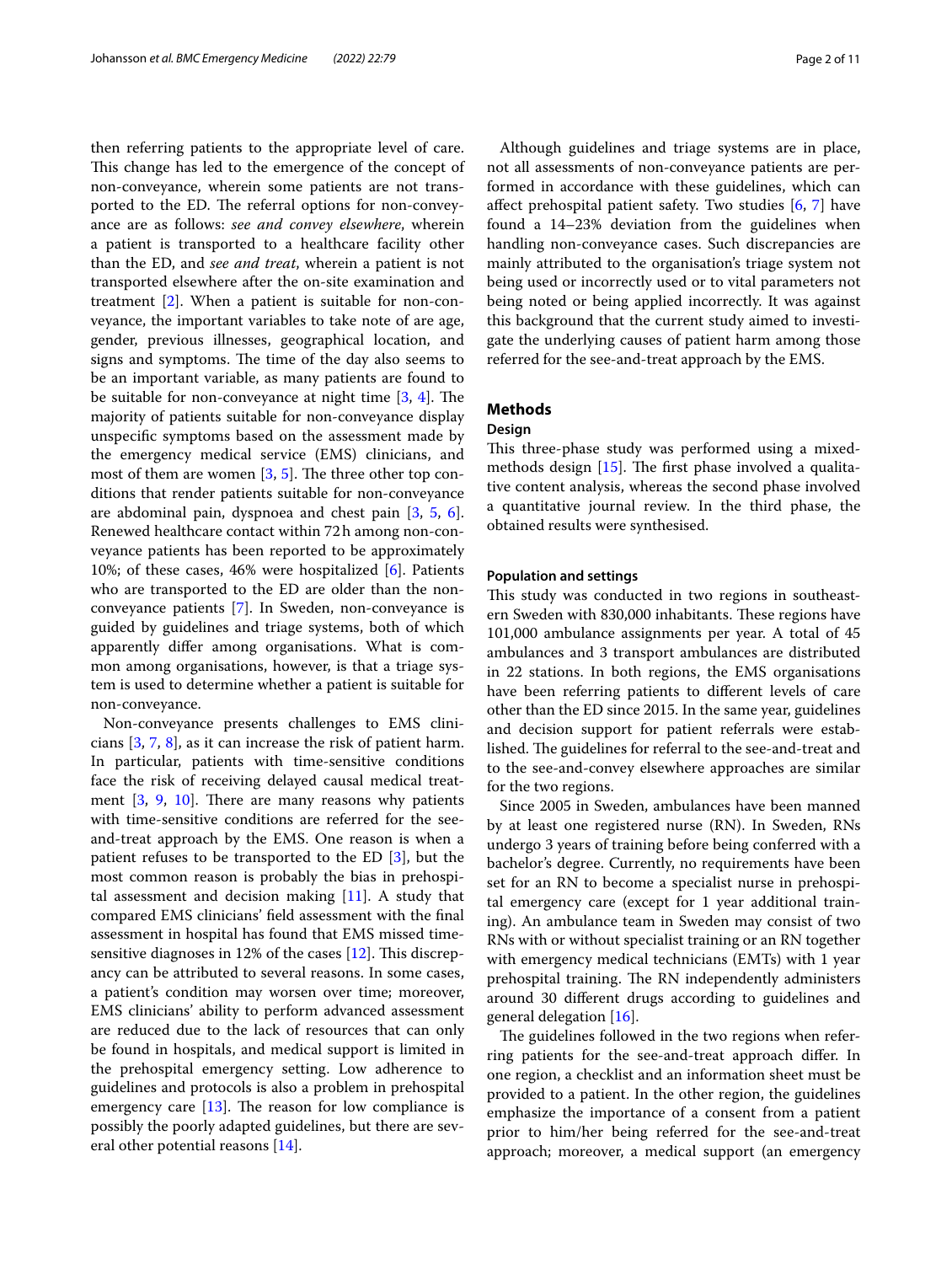then referring patients to the appropriate level of care. This change has led to the emergence of the concept of non-conveyance, wherein some patients are not transported to the ED. The referral options for non-conveyance are as follows: *see and convey elsewhere*, wherein a patient is transported to a healthcare facility other than the ED, and *see and treat*, wherein a patient is not transported elsewhere after the on-site examination and treatment [2]. When a patient is suitable for non-conveyance, the important variables to take note of are age, gender, previous illnesses, geographical location, and signs and symptoms. The time of the day also seems to be an important variable, as many patients are found to be suitable for non-conveyance at night time [3, 4]. The majority of patients suitable for non-conveyance display unspecific symptoms based on the assessment made by the emergency medical service (EMS) clinicians, and most of them are women [3, 5]. The three other top conditions that render patients suitable for non-conveyance are abdominal pain, dyspnoea and chest pain [3, 5, 6]. Renewed healthcare contact within 72 h among non-conveyance patients has been reported to be approximately 10%; of these cases, 46% were hospitalized [6]. Patients who are transported to the ED are older than the non-conveyance patients [7]. In Sweden, non-conveyance is guided by guidelines and triage systems, both of which apparently differ among organisations. What is common among organisations, however, is that a triage system is used to determine whether a patient is suitable for non-conveyance.

Non-conveyance presents challenges to EMS clinicians [3, 7, 8], as it can increase the risk of patient harm. In particular, patients with time-sensitive conditions face the risk of receiving delayed causal medical treatment [3, 9, 10]. There are many reasons why patients with time-sensitive conditions are referred for the see-and-treat approach by the EMS. One reason is when a patient refuses to be transported to the ED [3], but the most common reason is probably the bias in prehospital assessment and decision making [11]. A study that compared EMS clinicians' field assessment with the final assessment in hospital has found that EMS missed time-sensitive diagnoses in 12% of the cases [12]. This discrepancy can be attributed to several reasons. In some cases, a patient's condition may worsen over time; moreover, EMS clinicians' ability to perform advanced assessment are reduced due to the lack of resources that can only be found in hospitals, and medical support is limited in the prehospital emergency setting. Low adherence to guidelines and protocols is also a problem in prehospital emergency care [13]. The reason for low compliance is possibly the poorly adapted guidelines, but there are several other potential reasons [14].

Although guidelines and triage systems are in place, not all assessments of non-conveyance patients are performed in accordance with these guidelines, which can affect prehospital patient safety. Two studies [6, 7] have found a 14–23% deviation from the guidelines when handling non-conveyance cases. Such discrepancies are mainly attributed to the organisation's triage system not being used or incorrectly used or to vital parameters not being noted or being applied incorrectly. It was against this background that the current study aimed to investigate the underlying causes of patient harm among those referred for the see-and-treat approach by the EMS.

## Methods

### Design

This three-phase study was performed using a mixed-methods design [15]. The first phase involved a qualitative content analysis, whereas the second phase involved a quantitative journal review. In the third phase, the obtained results were synthesised.

#### Population and settings

This study was conducted in two regions in southeastern Sweden with 830,000 inhabitants. These regions have 101,000 ambulance assignments per year. A total of 45 ambulances and 3 transport ambulances are distributed in 22 stations. In both regions, the EMS organisations have been referring patients to different levels of care other than the ED since 2015. In the same year, guidelines and decision support for patient referrals were established. The guidelines for referral to the see-and-treat and to the see-and-convey elsewhere approaches are similar for the two regions.

Since 2005 in Sweden, ambulances have been manned by at least one registered nurse (RN). In Sweden, RNs undergo 3 years of training before being conferred with a bachelor's degree. Currently, no requirements have been set for an RN to become a specialist nurse in prehospital emergency care (except for 1 year additional training). An ambulance team in Sweden may consist of two RNs with or without specialist training or an RN together with emergency medical technicians (EMTs) with 1 year prehospital training. The RN independently administers around 30 different drugs according to guidelines and general delegation [16].

The guidelines followed in the two regions when referring patients for the see-and-treat approach differ. In one region, a checklist and an information sheet must be provided to a patient. In the other region, the guidelines emphasize the importance of a consent from a patient prior to him/her being referred for the see-and-treat approach; moreover, a medical support (an emergency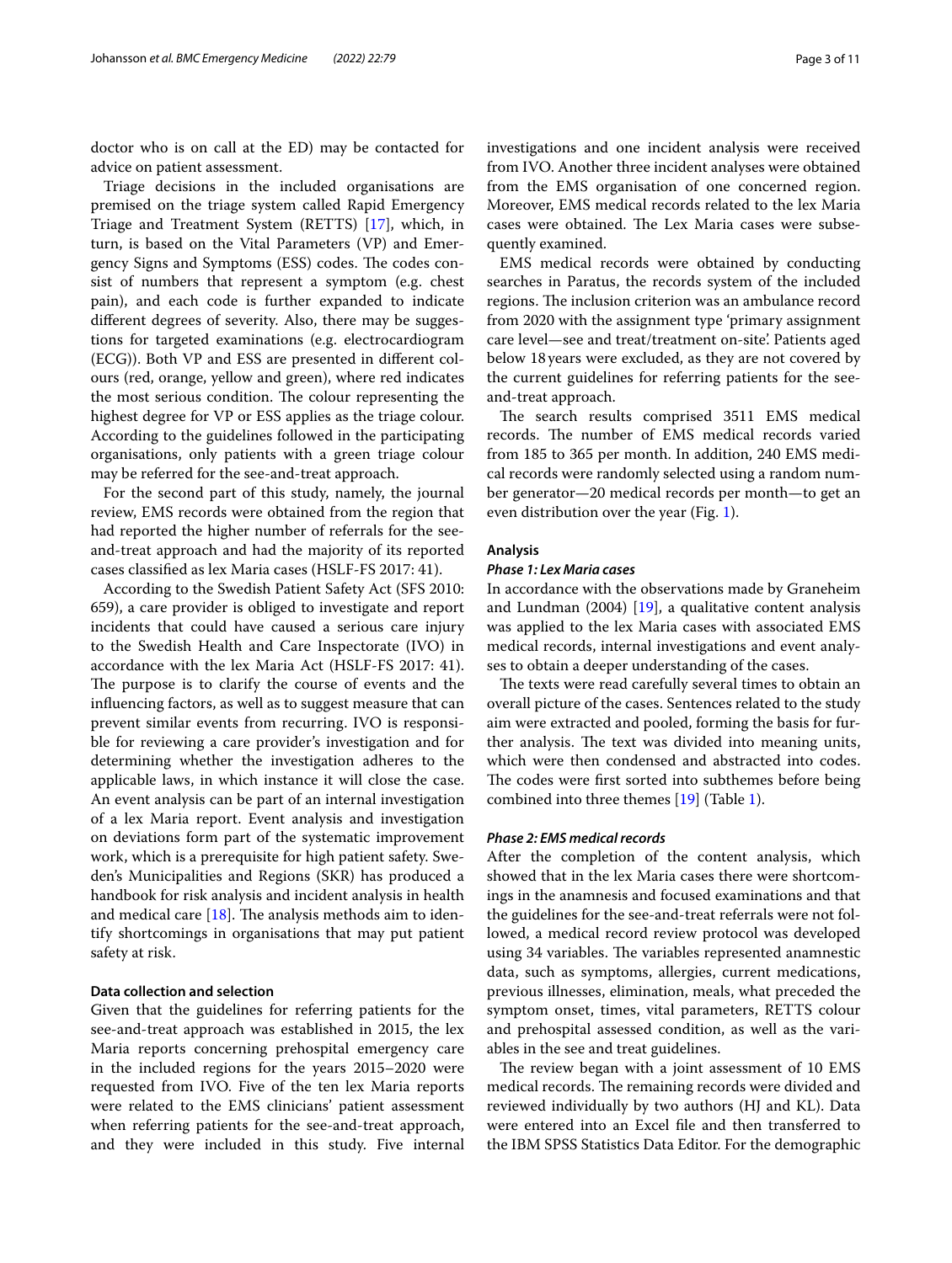doctor who is on call at the ED) may be contacted for advice on patient assessment.

Triage decisions in the included organisations are premised on the triage system called Rapid Emergency Triage and Treatment System (RETTS) [17], which, in turn, is based on the Vital Parameters (VP) and Emergency Signs and Symptoms (ESS) codes. The codes consist of numbers that represent a symptom (e.g. chest pain), and each code is further expanded to indicate different degrees of severity. Also, there may be suggestions for targeted examinations (e.g. electrocardiogram (ECG)). Both VP and ESS are presented in different colours (red, orange, yellow and green), where red indicates the most serious condition. The colour representing the highest degree for VP or ESS applies as the triage colour. According to the guidelines followed in the participating organisations, only patients with a green triage colour may be referred for the see-and-treat approach.

For the second part of this study, namely, the journal review, EMS records were obtained from the region that had reported the higher number of referrals for the see-and-treat approach and had the majority of its reported cases classified as lex Maria cases (HSLF-FS 2017: 41).

According to the Swedish Patient Safety Act (SFS 2010: 659), a care provider is obliged to investigate and report incidents that could have caused a serious care injury to the Swedish Health and Care Inspectorate (IVO) in accordance with the lex Maria Act (HSLF-FS 2017: 41). The purpose is to clarify the course of events and the influencing factors, as well as to suggest measure that can prevent similar events from recurring. IVO is responsible for reviewing a care provider's investigation and for determining whether the investigation adheres to the applicable laws, in which instance it will close the case. An event analysis can be part of an internal investigation of a lex Maria report. Event analysis and investigation on deviations form part of the systematic improvement work, which is a prerequisite for high patient safety. Sweden's Municipalities and Regions (SKR) has produced a handbook for risk analysis and incident analysis in health and medical care [18]. The analysis methods aim to identify shortcomings in organisations that may put patient safety at risk.

### Data collection and selection

Given that the guidelines for referring patients for the see-and-treat approach was established in 2015, the lex Maria reports concerning prehospital emergency care in the included regions for the years 2015–2020 were requested from IVO. Five of the ten lex Maria reports were related to the EMS clinicians' patient assessment when referring patients for the see-and-treat approach, and they were included in this study. Five internal investigations and one incident analysis were received from IVO. Another three incident analyses were obtained from the EMS organisation of one concerned region. Moreover, EMS medical records related to the lex Maria cases were obtained. The Lex Maria cases were subsequently examined.

EMS medical records were obtained by conducting searches in Paratus, the records system of the included regions. The inclusion criterion was an ambulance record from 2020 with the assignment type 'primary assignment care level—see and treat/treatment on-site'. Patients aged below 18 years were excluded, as they are not covered by the current guidelines for referring patients for the see-and-treat approach.

The search results comprised 3511 EMS medical records. The number of EMS medical records varied from 185 to 365 per month. In addition, 240 EMS medical records were randomly selected using a random number generator—20 medical records per month—to get an even distribution over the year (Fig. 1).

### Analysis

#### *Phase 1: Lex Maria cases*

In accordance with the observations made by Graneheim and Lundman (2004) [19], a qualitative content analysis was applied to the lex Maria cases with associated EMS medical records, internal investigations and event analyses to obtain a deeper understanding of the cases.

The texts were read carefully several times to obtain an overall picture of the cases. Sentences related to the study aim were extracted and pooled, forming the basis for further analysis. The text was divided into meaning units, which were then condensed and abstracted into codes. The codes were first sorted into subthemes before being combined into three themes [19] (Table 1).

#### *Phase 2: EMS medical records*

After the completion of the content analysis, which showed that in the lex Maria cases there were shortcomings in the anamnesis and focused examinations and that the guidelines for the see-and-treat referrals were not followed, a medical record review protocol was developed using 34 variables. The variables represented anamnestic data, such as symptoms, allergies, current medications, previous illnesses, elimination, meals, what preceded the symptom onset, times, vital parameters, RETTS colour and prehospital assessed condition, as well as the variables in the see and treat guidelines.

The review began with a joint assessment of 10 EMS medical records. The remaining records were divided and reviewed individually by two authors (HJ and KL). Data were entered into an Excel file and then transferred to the IBM SPSS Statistics Data Editor. For the demographic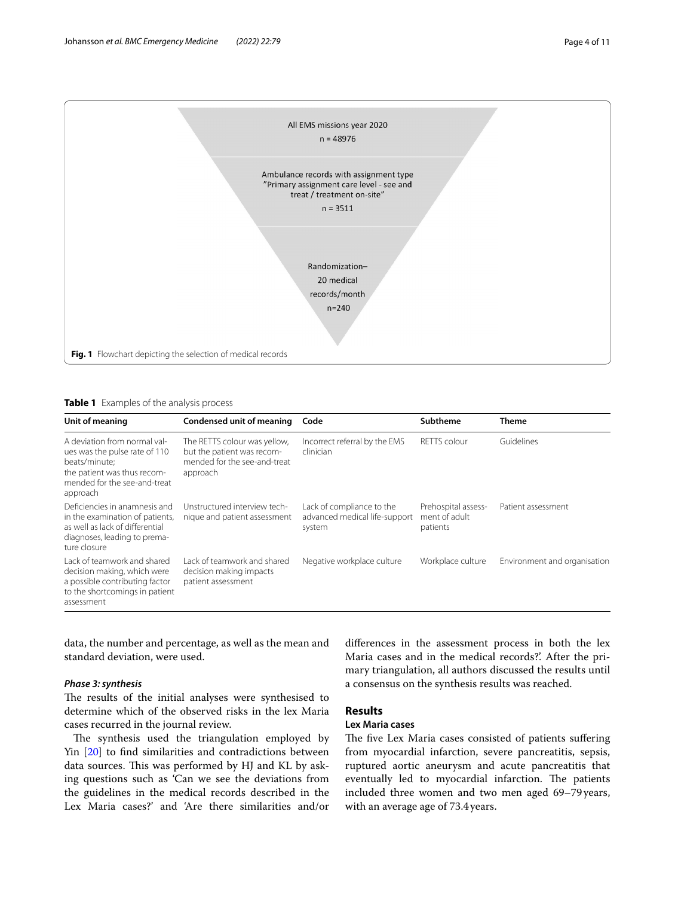All EMS missions year 2020

n = 48976

Ambulance records with assignment type "Primary assignment care level - see and treat / treatment on-site"

n = 3511

Randomization– 20 medical records/month

n=240

**Fig. 1** Flowchart depicting the selection of medical records

**Table 1** Examples of the analysis process

| Unit of meaning | Condensed unit of meaning | Code | Subtheme | Theme |
|---|---|---|---|---|
| A deviation from normal values was the pulse rate of 110 beats/minute; the patient was thus recommended for the see-and-treat approach | The RETTS colour was yellow, but the patient was recommended for the see-and-treat approach | Incorrect referral by the EMS clinician | RETTS colour | Guidelines |
| Deficiencies in anamnesis and in the examination of patients, as well as lack of differential diagnoses, leading to premature closure | Unstructured interview technique and patient assessment | Lack of compliance to the advanced medical life-support system | Prehospital assessment of adult patients | Patient assessment |
| Lack of teamwork and shared decision making, which were a possible contributing factor to the shortcomings in patient assessment | Lack of teamwork and shared decision making impacts patient assessment | Negative workplace culture | Workplace culture | Environment and organisation |

data, the number and percentage, as well as the mean and standard deviation, were used.

#### *Phase 3: synthesis*

The results of the initial analyses were synthesised to determine which of the observed risks in the lex Maria cases recurred in the journal review.

The synthesis used the triangulation employed by Yin [20] to find similarities and contradictions between data sources. This was performed by HJ and KL by asking questions such as 'Can we see the deviations from the guidelines in the medical records described in the Lex Maria cases?' and 'Are there similarities and/or differences in the assessment process in both the lex Maria cases and in the medical records?'. After the primary triangulation, all authors discussed the results until a consensus on the synthesis results was reached.

## Results

### Lex Maria cases

The five Lex Maria cases consisted of patients suffering from myocardial infarction, severe pancreatitis, sepsis, ruptured aortic aneurysm and acute pancreatitis that eventually led to myocardial infarction. The patients included three women and two men aged 69–79 years, with an average age of 73.4 years.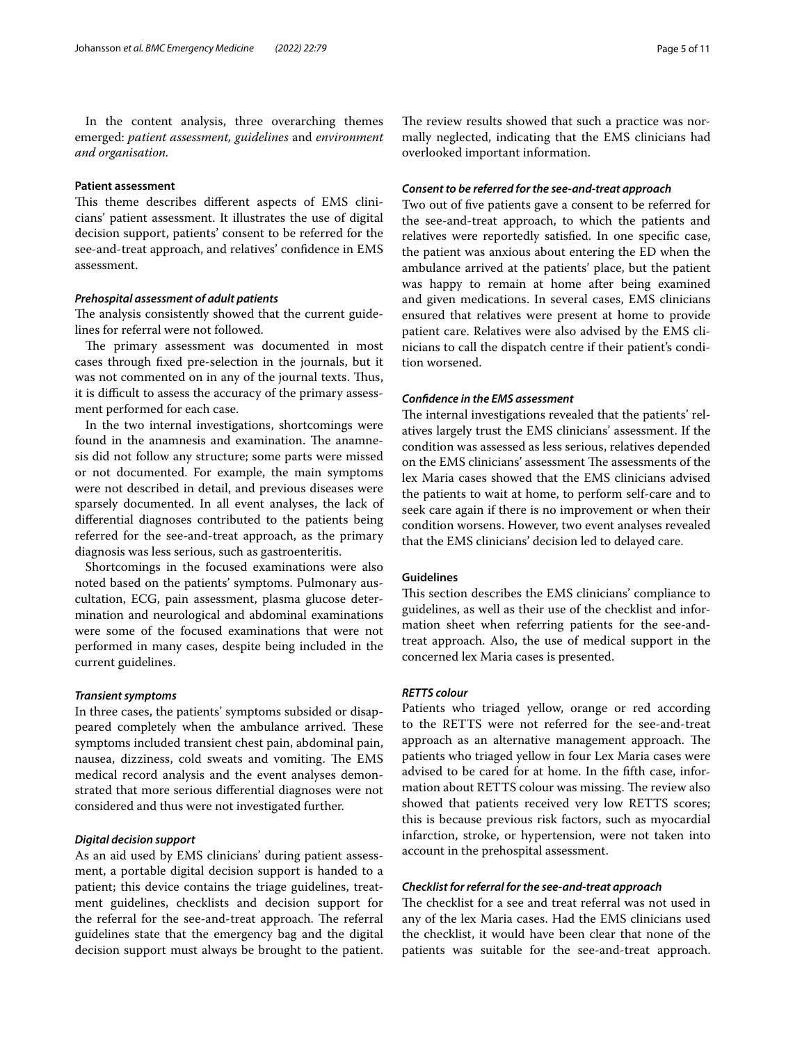In the content analysis, three overarching themes emerged: *patient assessment, guidelines* and *environment and organisation.*

### Patient assessment

This theme describes different aspects of EMS clinicians' patient assessment. It illustrates the use of digital decision support, patients' consent to be referred for the see-and-treat approach, and relatives' confidence in EMS assessment.

#### *Prehospital assessment of adult patients*

The analysis consistently showed that the current guidelines for referral were not followed.

The primary assessment was documented in most cases through fixed pre-selection in the journals, but it was not commented on in any of the journal texts. Thus, it is difficult to assess the accuracy of the primary assessment performed for each case.

In the two internal investigations, shortcomings were found in the anamnesis and examination. The anamnesis did not follow any structure; some parts were missed or not documented. For example, the main symptoms were not described in detail, and previous diseases were sparsely documented. In all event analyses, the lack of differential diagnoses contributed to the patients being referred for the see-and-treat approach, as the primary diagnosis was less serious, such as gastroenteritis.

Shortcomings in the focused examinations were also noted based on the patients' symptoms. Pulmonary auscultation, ECG, pain assessment, plasma glucose determination and neurological and abdominal examinations were some of the focused examinations that were not performed in many cases, despite being included in the current guidelines.

#### *Transient symptoms*

In three cases, the patients' symptoms subsided or disappeared completely when the ambulance arrived. These symptoms included transient chest pain, abdominal pain, nausea, dizziness, cold sweats and vomiting. The EMS medical record analysis and the event analyses demonstrated that more serious differential diagnoses were not considered and thus were not investigated further.

#### *Digital decision support*

As an aid used by EMS clinicians' during patient assessment, a portable digital decision support is handed to a patient; this device contains the triage guidelines, treatment guidelines, checklists and decision support for the referral for the see-and-treat approach. The referral guidelines state that the emergency bag and the digital decision support must always be brought to the patient. The review results showed that such a practice was normally neglected, indicating that the EMS clinicians had overlooked important information.

#### *Consent to be referred for the see-and-treat approach*

Two out of five patients gave a consent to be referred for the see-and-treat approach, to which the patients and relatives were reportedly satisfied. In one specific case, the patient was anxious about entering the ED when the ambulance arrived at the patients' place, but the patient was happy to remain at home after being examined and given medications. In several cases, EMS clinicians ensured that relatives were present at home to provide patient care. Relatives were also advised by the EMS clinicians to call the dispatch centre if their patient's condition worsened.

#### *Confidence in the EMS assessment*

The internal investigations revealed that the patients' relatives largely trust the EMS clinicians' assessment. If the condition was assessed as less serious, relatives depended on the EMS clinicians' assessment The assessments of the lex Maria cases showed that the EMS clinicians advised the patients to wait at home, to perform self-care and to seek care again if there is no improvement or when their condition worsens. However, two event analyses revealed that the EMS clinicians' decision led to delayed care.

### Guidelines

This section describes the EMS clinicians' compliance to guidelines, as well as their use of the checklist and information sheet when referring patients for the see-and-treat approach. Also, the use of medical support in the concerned lex Maria cases is presented.

#### *RETTS colour*

Patients who triaged yellow, orange or red according to the RETTS were not referred for the see-and-treat approach as an alternative management approach. The patients who triaged yellow in four Lex Maria cases were advised to be cared for at home. In the fifth case, information about RETTS colour was missing. The review also showed that patients received very low RETTS scores; this is because previous risk factors, such as myocardial infarction, stroke, or hypertension, were not taken into account in the prehospital assessment.

#### *Checklist for referral for the see-and-treat approach*

The checklist for a see and treat referral was not used in any of the lex Maria cases. Had the EMS clinicians used the checklist, it would have been clear that none of the patients was suitable for the see-and-treat approach.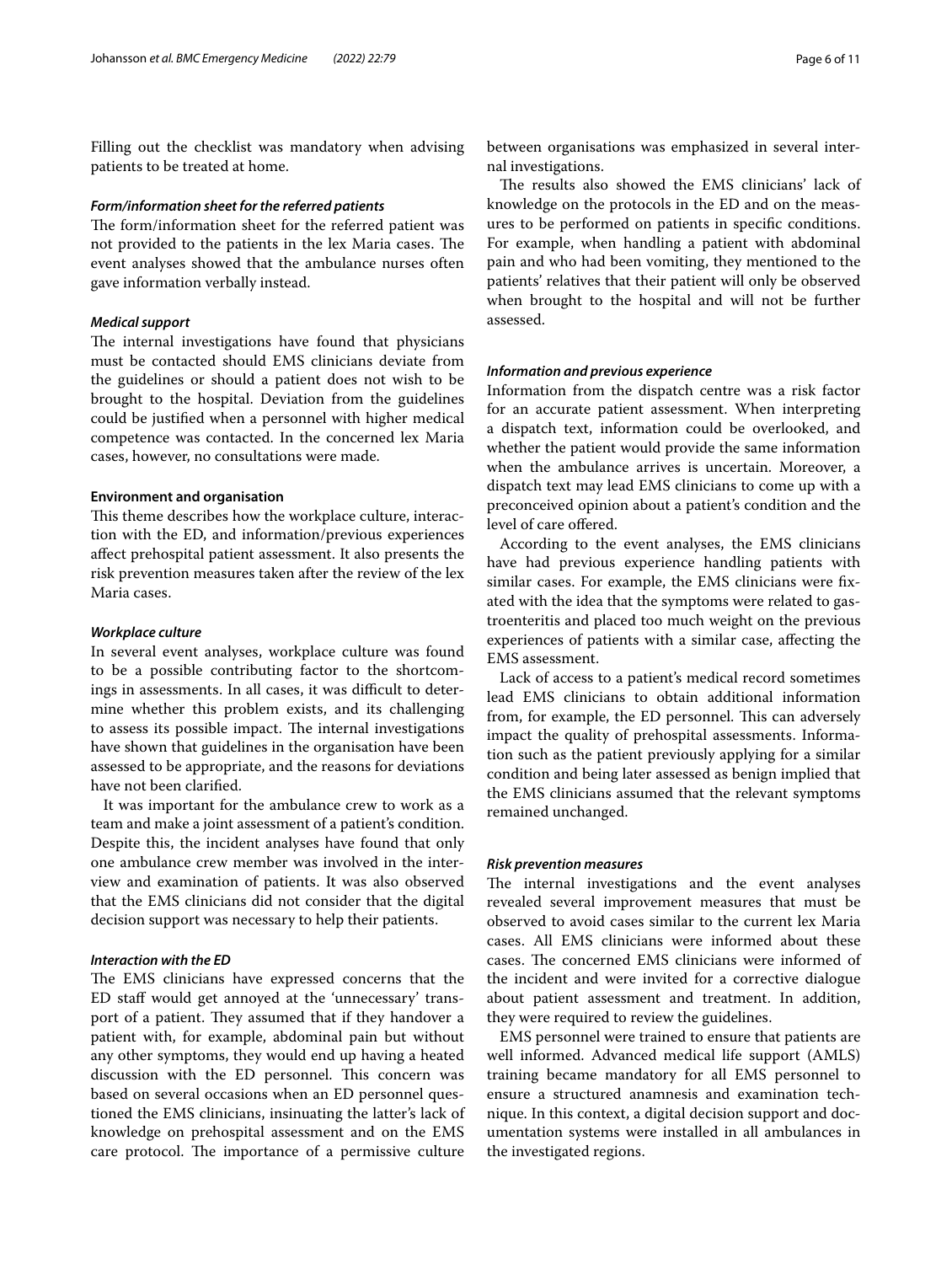Filling out the checklist was mandatory when advising patients to be treated at home.

#### *Form/information sheet for the referred patients*

The form/information sheet for the referred patient was not provided to the patients in the lex Maria cases. The event analyses showed that the ambulance nurses often gave information verbally instead.

#### *Medical support*

The internal investigations have found that physicians must be contacted should EMS clinicians deviate from the guidelines or should a patient does not wish to be brought to the hospital. Deviation from the guidelines could be justified when a personnel with higher medical competence was contacted. In the concerned lex Maria cases, however, no consultations were made.

### Environment and organisation

This theme describes how the workplace culture, interaction with the ED, and information/previous experiences affect prehospital patient assessment. It also presents the risk prevention measures taken after the review of the lex Maria cases.

#### *Workplace culture*

In several event analyses, workplace culture was found to be a possible contributing factor to the shortcomings in assessments. In all cases, it was difficult to determine whether this problem exists, and its challenging to assess its possible impact. The internal investigations have shown that guidelines in the organisation have been assessed to be appropriate, and the reasons for deviations have not been clarified.

It was important for the ambulance crew to work as a team and make a joint assessment of a patient's condition. Despite this, the incident analyses have found that only one ambulance crew member was involved in the interview and examination of patients. It was also observed that the EMS clinicians did not consider that the digital decision support was necessary to help their patients.

#### *Interaction with the ED*

The EMS clinicians have expressed concerns that the ED staff would get annoyed at the 'unnecessary' transport of a patient. They assumed that if they handover a patient with, for example, abdominal pain but without any other symptoms, they would end up having a heated discussion with the ED personnel. This concern was based on several occasions when an ED personnel questioned the EMS clinicians, insinuating the latter's lack of knowledge on prehospital assessment and on the EMS care protocol. The importance of a permissive culture between organisations was emphasized in several internal investigations.

The results also showed the EMS clinicians' lack of knowledge on the protocols in the ED and on the measures to be performed on patients in specific conditions. For example, when handling a patient with abdominal pain and who had been vomiting, they mentioned to the patients' relatives that their patient will only be observed when brought to the hospital and will not be further assessed.

#### *Information and previous experience*

Information from the dispatch centre was a risk factor for an accurate patient assessment. When interpreting a dispatch text, information could be overlooked, and whether the patient would provide the same information when the ambulance arrives is uncertain. Moreover, a dispatch text may lead EMS clinicians to come up with a preconceived opinion about a patient's condition and the level of care offered.

According to the event analyses, the EMS clinicians have had previous experience handling patients with similar cases. For example, the EMS clinicians were fixated with the idea that the symptoms were related to gastroenteritis and placed too much weight on the previous experiences of patients with a similar case, affecting the EMS assessment.

Lack of access to a patient's medical record sometimes lead EMS clinicians to obtain additional information from, for example, the ED personnel. This can adversely impact the quality of prehospital assessments. Information such as the patient previously applying for a similar condition and being later assessed as benign implied that the EMS clinicians assumed that the relevant symptoms remained unchanged.

#### *Risk prevention measures*

The internal investigations and the event analyses revealed several improvement measures that must be observed to avoid cases similar to the current lex Maria cases. All EMS clinicians were informed about these cases. The concerned EMS clinicians were informed of the incident and were invited for a corrective dialogue about patient assessment and treatment. In addition, they were required to review the guidelines.

EMS personnel were trained to ensure that patients are well informed. Advanced medical life support (AMLS) training became mandatory for all EMS personnel to ensure a structured anamnesis and examination technique. In this context, a digital decision support and documentation systems were installed in all ambulances in the investigated regions.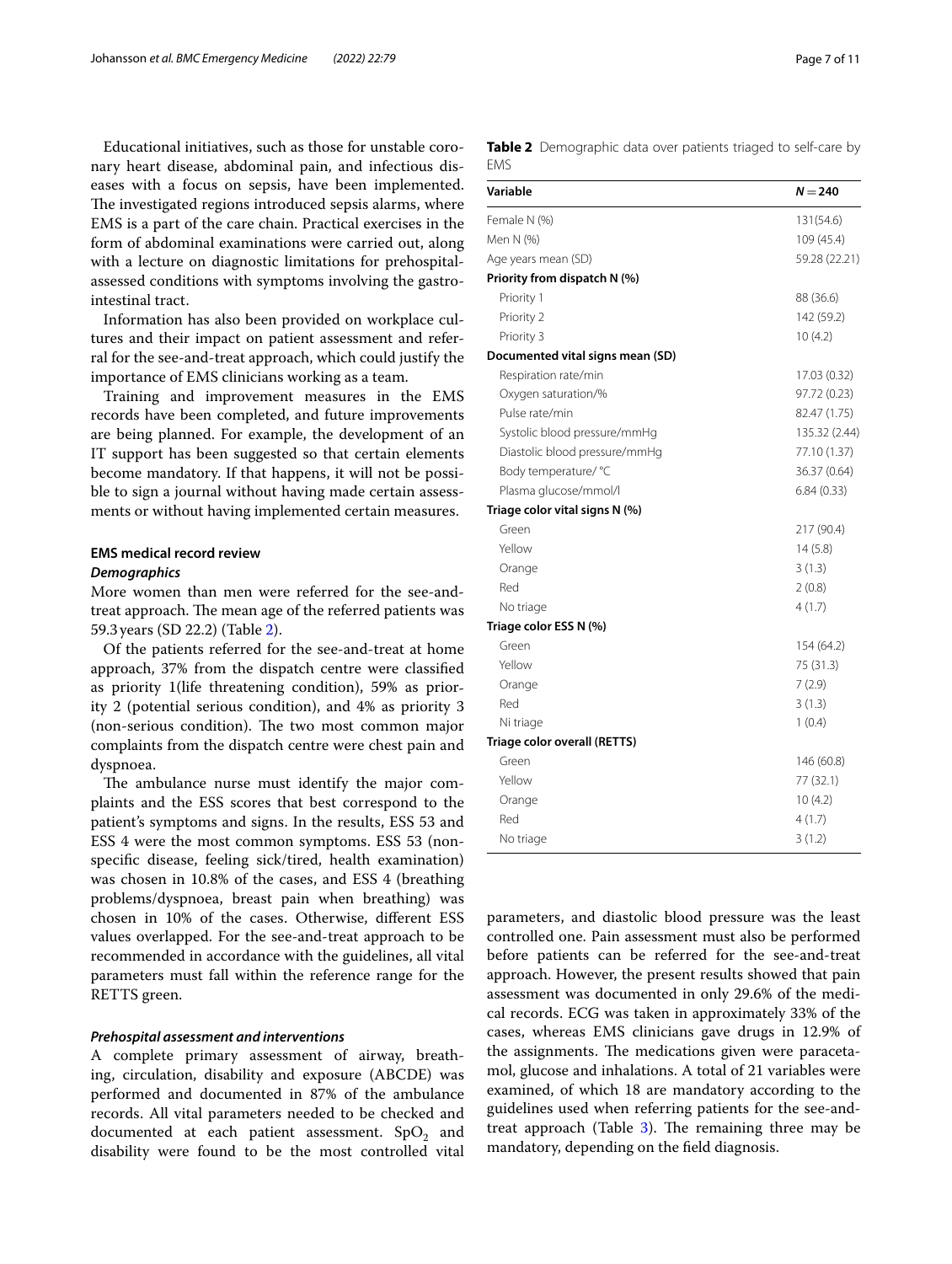Educational initiatives, such as those for unstable coronary heart disease, abdominal pain, and infectious diseases with a focus on sepsis, have been implemented. The investigated regions introduced sepsis alarms, where EMS is a part of the care chain. Practical exercises in the form of abdominal examinations were carried out, along with a lecture on diagnostic limitations for prehospital-assessed conditions with symptoms involving the gastrointestinal tract.

Information has also been provided on workplace cultures and their impact on patient assessment and referral for the see-and-treat approach, which could justify the importance of EMS clinicians working as a team.

Training and improvement measures in the EMS records have been completed, and future improvements are being planned. For example, the development of an IT support has been suggested so that certain elements become mandatory. If that happens, it will not be possible to sign a journal without having made certain assessments or without having implemented certain measures.

### EMS medical record review

#### *Demographics*

More women than men were referred for the see-and-treat approach. The mean age of the referred patients was 59.3 years (SD 22.2) (Table 2).

Of the patients referred for the see-and-treat at home approach, 37% from the dispatch centre were classified as priority 1(life threatening condition), 59% as priority 2 (potential serious condition), and 4% as priority 3 (non-serious condition). The two most common major complaints from the dispatch centre were chest pain and dyspnoea.

The ambulance nurse must identify the major complaints and the ESS scores that best correspond to the patient's symptoms and signs. In the results, ESS 53 and ESS 4 were the most common symptoms. ESS 53 (non-specific disease, feeling sick/tired, health examination) was chosen in 10.8% of the cases, and ESS 4 (breathing problems/dyspnoea, breast pain when breathing) was chosen in 10% of the cases. Otherwise, different ESS values overlapped. For the see-and-treat approach to be recommended in accordance with the guidelines, all vital parameters must fall within the reference range for the RETTS green.

**Table 2** Demographic data over patients triaged to self-care by EMS

| Variable | *N* = 240 |
|---|---|
| Female N (%) | 131(54.6) |
| Men N (%) | 109 (45.4) |
| Age years mean (SD) | 59.28 (22.21) |
| **Priority from dispatch N (%)** | |
| Priority 1 | 88 (36.6) |
| Priority 2 | 142 (59.2) |
| Priority 3 | 10 (4.2) |
| **Documented vital signs mean (SD)** | |
| Respiration rate/min | 17.03 (0.32) |
| Oxygen saturation/% | 97.72 (0.23) |
| Pulse rate/min | 82.47 (1.75) |
| Systolic blood pressure/mmHg | 135.32 (2.44) |
| Diastolic blood pressure/mmHg | 77.10 (1.37) |
| Body temperature/ °C | 36.37 (0.64) |
| Plasma glucose/mmol/l | 6.84 (0.33) |
| **Triage color vital signs N (%)** | |
| Green | 217 (90.4) |
| Yellow | 14 (5.8) |
| Orange | 3 (1.3) |
| Red | 2 (0.8) |
| No triage | 4 (1.7) |
| **Triage color ESS N (%)** | |
| Green | 154 (64.2) |
| Yellow | 75 (31.3) |
| Orange | 7 (2.9) |
| Red | 3 (1.3) |
| Ni triage | 1 (0.4) |
| **Triage color overall (RETTS)** | |
| Green | 146 (60.8) |
| Yellow | 77 (32.1) |
| Orange | 10 (4.2) |
| Red | 4 (1.7) |
| No triage | 3 (1.2) |

#### *Prehospital assessment and interventions*

A complete primary assessment of airway, breathing, circulation, disability and exposure (ABCDE) was performed and documented in 87% of the ambulance records. All vital parameters needed to be checked and documented at each patient assessment. $SpO_2$ and disability were found to be the most controlled vital parameters, and diastolic blood pressure was the least controlled one. Pain assessment must also be performed before patients can be referred for the see-and-treat approach. However, the present results showed that pain assessment was documented in only 29.6% of the medical records. ECG was taken in approximately 33% of the cases, whereas EMS clinicians gave drugs in 12.9% of the assignments. The medications given were paracetamol, glucose and inhalations. A total of 21 variables were examined, of which 18 are mandatory according to the guidelines used when referring patients for the see-and-treat approach (Table 3). The remaining three may be mandatory, depending on the field diagnosis.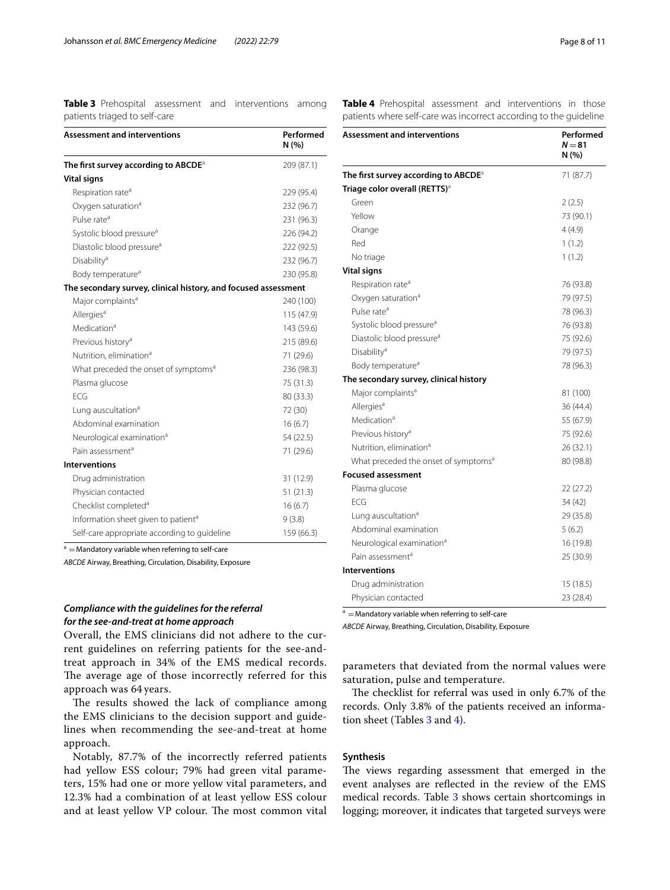**Table 3** Prehospital assessment and interventions among patients triaged to self-care

| Assessment and interventions | Performed N (%) |
|---|---|
| **The first survey according to ABCDE**[a] | 209 (87.1) |
| **Vital signs** | |
| Respiration rate[a] | 229 (95.4) |
| Oxygen saturation[a] | 232 (96.7) |
| Pulse rate[a] | 231 (96.3) |
| Systolic blood pressure[a] | 226 (94.2) |
| Diastolic blood pressure[a] | 222 (92.5) |
| Disability[a] | 232 (96.7) |
| Body temperature[a] | 230 (95.8) |
| **The secondary survey, clinical history, and focused assessment** | |
| Major complaints[a] | 240 (100) |
| Allergies[a] | 115 (47.9) |
| Medication[a] | 143 (59.6) |
| Previous history[a] | 215 (89.6) |
| Nutrition, elimination[a] | 71 (29.6) |
| What preceded the onset of symptoms[a] | 236 (98.3) |
| Plasma glucose | 75 (31.3) |
| ECG | 80 (33.3) |
| Lung auscultation[a] | 72 (30) |
| Abdominal examination | 16 (6.7) |
| Neurological examination[a] | 54 (22.5) |
| Pain assessment[a] | 71 (29.6) |
| **Interventions** | |
| Drug administration | 31 (12.9) |
| Physician contacted | 51 (21.3) |
| Checklist completed[a] | 16 (6.7) |
| Information sheet given to patient[a] | 9 (3.8) |
| Self-care appropriate according to guideline | 159 (66.3) |

[a] = Mandatory variable when referring to self-care

*ABCDE* Airway, Breathing, Circulation, Disability, Exposure

### *Compliance with the guidelines for the referral for the see-and-treat at home approach*

Overall, the EMS clinicians did not adhere to the current guidelines on referring patients for the see-and-treat approach in 34% of the EMS medical records. The average age of those incorrectly referred for this approach was 64 years.

The results showed the lack of compliance among the EMS clinicians to the decision support and guidelines when recommending the see-and-treat at home approach.

Notably, 87.7% of the incorrectly referred patients had yellow ESS colour; 79% had green vital parameters, 15% had one or more yellow vital parameters, and 12.3% had a combination of at least yellow ESS colour and at least yellow VP colour. The most common vital parameters that deviated from the normal values were saturation, pulse and temperature.

The checklist for referral was used in only 6.7% of the records. Only 3.8% of the patients received an information sheet (Tables 3 and 4).

**Table 4** Prehospital assessment and interventions in those patients where self-care was incorrect according to the guideline

| Assessment and interventions | Performed $N = 81$ N (%) |
|---|---|
| **The first survey according to ABCDE**[a] | 71 (87.7) |
| **Triage color overall (RETTS)**[a] | |
| Green | 2 (2.5) |
| Yellow | 73 (90.1) |
| Orange | 4 (4.9) |
| Red | 1 (1.2) |
| No triage | 1 (1.2) |
| **Vital signs** | |
| Respiration rate[a] | 76 (93.8) |
| Oxygen saturation[a] | 79 (97.5) |
| Pulse rate[a] | 78 (96.3) |
| Systolic blood pressure[a] | 76 (93.8) |
| Diastolic blood pressure[a] | 75 (92.6) |
| Disability[a] | 79 (97.5) |
| Body temperature[a] | 78 (96.3) |
| **The secondary survey, clinical history** | |
| Major complaints[a] | 81 (100) |
| Allergies[a] | 36 (44.4) |
| Medication[a] | 55 (67.9) |
| Previous history[a] | 75 (92.6) |
| Nutrition, elimination[a] | 26 (32.1) |
| What preceded the onset of symptoms[a] | 80 (98.8) |
| **Focused assessment** | |
| Plasma glucose | 22 (27.2) |
| ECG | 34 (42) |
| Lung auscultation[a] | 29 (35.8) |
| Abdominal examination | 5 (6.2) |
| Neurological examination[a] | 16 (19.8) |
| Pain assessment[a] | 25 (30.9) |
| **Interventions** | |
| Drug administration | 15 (18.5) |
| Physician contacted | 23 (28.4) |

[a] = Mandatory variable when referring to self-care

*ABCDE* Airway, Breathing, Circulation, Disability, Exposure

### Synthesis

The views regarding assessment that emerged in the event analyses are reflected in the review of the EMS medical records. Table 3 shows certain shortcomings in logging; moreover, it indicates that targeted surveys were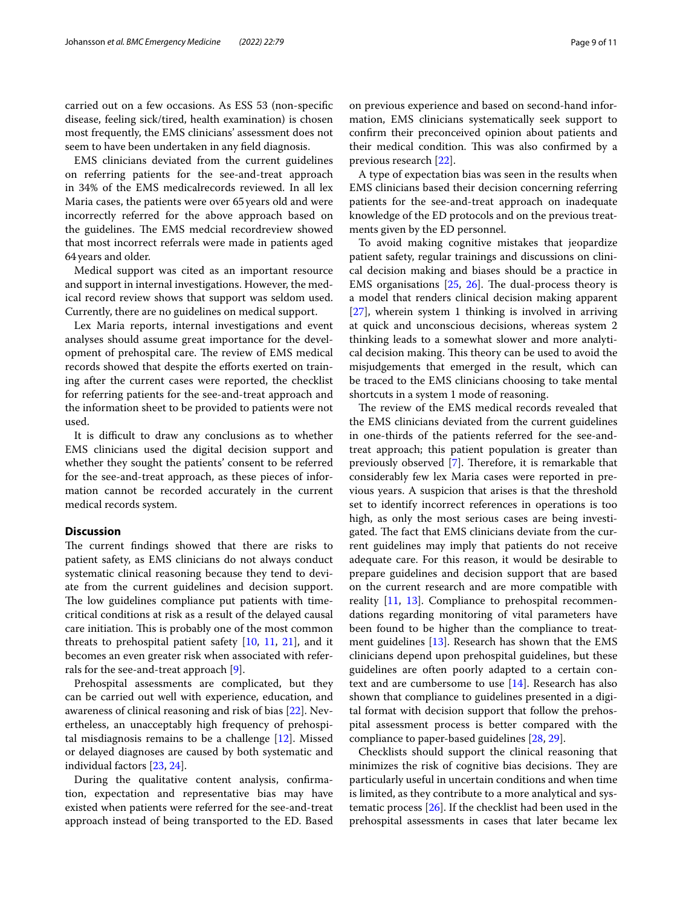carried out on a few occasions. As ESS 53 (non-specific disease, feeling sick/tired, health examination) is chosen most frequently, the EMS clinicians' assessment does not seem to have been undertaken in any field diagnosis.

EMS clinicians deviated from the current guidelines on referring patients for the see-and-treat approach in 34% of the EMS medicalrecords reviewed. In all lex Maria cases, the patients were over 65 years old and were incorrectly referred for the above approach based on the guidelines. The EMS medcial recordreview showed that most incorrect referrals were made in patients aged 64 years and older.

Medical support was cited as an important resource and support in internal investigations. However, the medical record review shows that support was seldom used. Currently, there are no guidelines on medical support.

Lex Maria reports, internal investigations and event analyses should assume great importance for the development of prehospital care. The review of EMS medical records showed that despite the efforts exerted on training after the current cases were reported, the checklist for referring patients for the see-and-treat approach and the information sheet to be provided to patients were not used.

It is difficult to draw any conclusions as to whether EMS clinicians used the digital decision support and whether they sought the patients' consent to be referred for the see-and-treat approach, as these pieces of information cannot be recorded accurately in the current medical records system.

## Discussion

The current findings showed that there are risks to patient safety, as EMS clinicians do not always conduct systematic clinical reasoning because they tend to deviate from the current guidelines and decision support. The low guidelines compliance put patients with time-critical conditions at risk as a result of the delayed causal care initiation. This is probably one of the most common threats to prehospital patient safety [10, 11, 21], and it becomes an even greater risk when associated with referrals for the see-and-treat approach [9].

Prehospital assessments are complicated, but they can be carried out well with experience, education, and awareness of clinical reasoning and risk of bias [22]. Nevertheless, an unacceptably high frequency of prehospital misdiagnosis remains to be a challenge [12]. Missed or delayed diagnoses are caused by both systematic and individual factors [23, 24].

During the qualitative content analysis, confirmation, expectation and representative bias may have existed when patients were referred for the see-and-treat approach instead of being transported to the ED. Based on previous experience and based on second-hand information, EMS clinicians systematically seek support to confirm their preconceived opinion about patients and their medical condition. This was also confirmed by a previous research [22].

A type of expectation bias was seen in the results when EMS clinicians based their decision concerning referring patients for the see-and-treat approach on inadequate knowledge of the ED protocols and on the previous treatments given by the ED personnel.

To avoid making cognitive mistakes that jeopardize patient safety, regular trainings and discussions on clinical decision making and biases should be a practice in EMS organisations [25, 26]. The dual-process theory is a model that renders clinical decision making apparent [27], wherein system 1 thinking is involved in arriving at quick and unconscious decisions, whereas system 2 thinking leads to a somewhat slower and more analytical decision making. This theory can be used to avoid the misjudgements that emerged in the result, which can be traced to the EMS clinicians choosing to take mental shortcuts in a system 1 mode of reasoning.

The review of the EMS medical records revealed that the EMS clinicians deviated from the current guidelines in one-thirds of the patients referred for the see-and-treat approach; this patient population is greater than previously observed [7]. Therefore, it is remarkable that considerably few lex Maria cases were reported in previous years. A suspicion that arises is that the threshold set to identify incorrect references in operations is too high, as only the most serious cases are being investigated. The fact that EMS clinicians deviate from the current guidelines may imply that patients do not receive adequate care. For this reason, it would be desirable to prepare guidelines and decision support that are based on the current research and are more compatible with reality [11, 13]. Compliance to prehospital recommendations regarding monitoring of vital parameters have been found to be higher than the compliance to treatment guidelines [13]. Research has shown that the EMS clinicians depend upon prehospital guidelines, but these guidelines are often poorly adapted to a certain context and are cumbersome to use [14]. Research has also shown that compliance to guidelines presented in a digital format with decision support that follow the prehospital assessment process is better compared with the compliance to paper-based guidelines [28, 29].

Checklists should support the clinical reasoning that minimizes the risk of cognitive bias decisions. They are particularly useful in uncertain conditions and when time is limited, as they contribute to a more analytical and systematic process [26]. If the checklist had been used in the prehospital assessments in cases that later became lex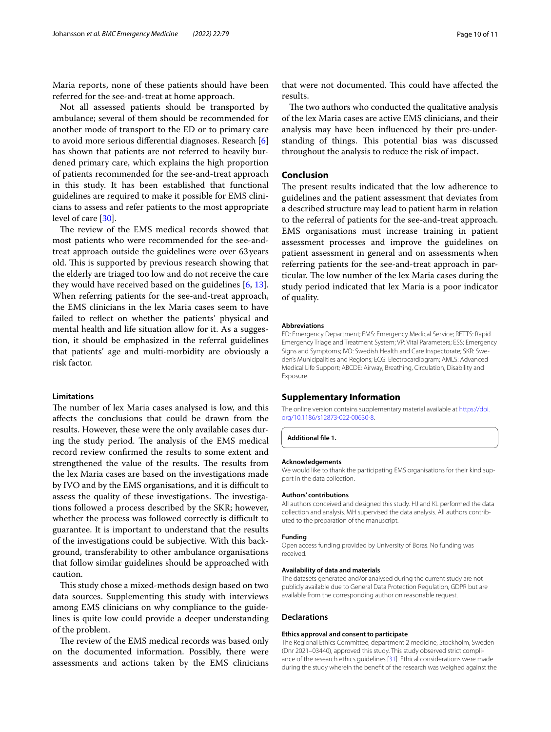Maria reports, none of these patients should have been referred for the see-and-treat at home approach.

Not all assessed patients should be transported by ambulance; several of them should be recommended for another mode of transport to the ED or to primary care to avoid more serious differential diagnoses. Research [6] has shown that patients are not referred to heavily burdened primary care, which explains the high proportion of patients recommended for the see-and-treat approach in this study. It has been established that functional guidelines are required to make it possible for EMS clinicians to assess and refer patients to the most appropriate level of care [30].

The review of the EMS medical records showed that most patients who were recommended for the see-and-treat approach outside the guidelines were over 63 years old. This is supported by previous research showing that the elderly are triaged too low and do not receive the care they would have received based on the guidelines [6, 13]. When referring patients for the see-and-treat approach, the EMS clinicians in the lex Maria cases seem to have failed to reflect on whether the patients' physical and mental health and life situation allow for it. As a suggestion, it should be emphasized in the referral guidelines that patients' age and multi-morbidity are obviously a risk factor.

### Limitations

The number of lex Maria cases analysed is low, and this affects the conclusions that could be drawn from the results. However, these were the only available cases during the study period. The analysis of the EMS medical record review confirmed the results to some extent and strengthened the value of the results. The results from the lex Maria cases are based on the investigations made by IVO and by the EMS organisations, and it is difficult to assess the quality of these investigations. The investigations followed a process described by the SKR; however, whether the process was followed correctly is difficult to guarantee. It is important to understand that the results of the investigations could be subjective. With this background, transferability to other ambulance organisations that follow similar guidelines should be approached with caution.

This study chose a mixed-methods design based on two data sources. Supplementing this study with interviews among EMS clinicians on why compliance to the guidelines is quite low could provide a deeper understanding of the problem.

The review of the EMS medical records was based only on the documented information. Possibly, there were assessments and actions taken by the EMS clinicians that were not documented. This could have affected the results.

The two authors who conducted the qualitative analysis of the lex Maria cases are active EMS clinicians, and their analysis may have been influenced by their pre-understanding of things. This potential bias was discussed throughout the analysis to reduce the risk of impact.

## Conclusion

The present results indicated that the low adherence to guidelines and the patient assessment that deviates from a described structure may lead to patient harm in relation to the referral of patients for the see-and-treat approach. EMS organisations must increase training in patient assessment processes and improve the guidelines on patient assessment in general and on assessments when referring patients for the see-and-treat approach in particular. The low number of the lex Maria cases during the study period indicated that lex Maria is a poor indicator of quality.

#### Abbreviations

ED: Emergency Department; EMS: Emergency Medical Service; RETTS: Rapid Emergency Triage and Treatment System; VP: Vital Parameters; ESS: Emergency Signs and Symptoms; IVO: Swedish Health and Care Inspectorate; SKR: Sweden's Municipalities and Regions; ECG: Electrocardiogram; AMLS: Advanced Medical Life Support; ABCDE: Airway, Breathing, Circulation, Disability and Exposure.

## Supplementary Information

The online version contains supplementary material available at https://doi.org/10.1186/s12873-022-00630-8.

**Additional file 1.**

#### Acknowledgements

We would like to thank the participating EMS organisations for their kind support in the data collection.

#### Authors' contributions

All authors conceived and designed this study. HJ and KL performed the data collection and analysis. MH supervised the data analysis. All authors contributed to the preparation of the manuscript.

#### Funding

Open access funding provided by University of Boras. No funding was received.

#### Availability of data and materials

The datasets generated and/or analysed during the current study are not publicly available due to General Data Protection Regulation, GDPR but are available from the corresponding author on reasonable request.

## Declarations

#### Ethics approval and consent to participate

The Regional Ethics Committee, department 2 medicine, Stockholm, Sweden (Dnr 2021–03440), approved this study. This study observed strict compliance of the research ethics guidelines [31]. Ethical considerations were made during the study wherein the benefit of the research was weighed against the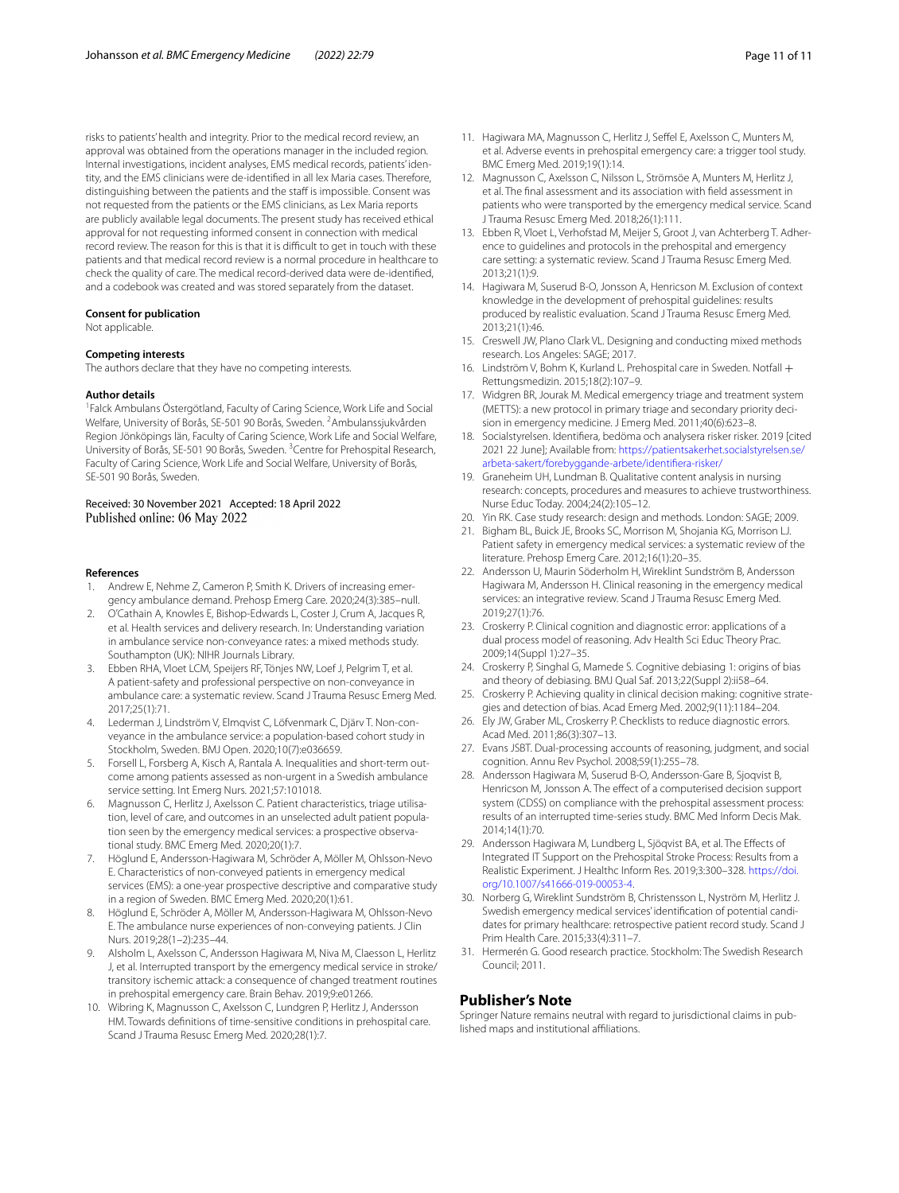risks to patients' health and integrity. Prior to the medical record review, an approval was obtained from the operations manager in the included region. Internal investigations, incident analyses, EMS medical records, patients' identity, and the EMS clinicians were de-identified in all lex Maria cases. Therefore, distinguishing between the patients and the staff is impossible. Consent was not requested from the patients or the EMS clinicians, as Lex Maria reports are publicly available legal documents. The present study has received ethical approval for not requesting informed consent in connection with medical record review. The reason for this is that it is difficult to get in touch with these patients and that medical record review is a normal procedure in healthcare to check the quality of care. The medical record-derived data were de-identified, and a codebook was created and was stored separately from the dataset.

### Consent for publication

Not applicable.

### Competing interests

The authors declare that they have no competing interests.

### Author details

[1]Falck Ambulans Östergötland, Faculty of Caring Science, Work Life and Social Welfare, University of Borås, SE-501 90 Borås, Sweden. [2]Ambulanssjukvården Region Jönköpings län, Faculty of Caring Science, Work Life and Social Welfare, University of Borås, SE-501 90 Borås, Sweden. [3]Centre for Prehospital Research, Faculty of Caring Science, Work Life and Social Welfare, University of Borås, SE-501 90 Borås, Sweden.

Received: 30 November 2021 Accepted: 18 April 2022
Published online: 06 May 2022

### References

1. Andrew E, Nehme Z, Cameron P, Smith K. Drivers of increasing emergency ambulance demand. Prehosp Emerg Care. 2020;24(3):385–null.
2. O'Cathain A, Knowles E, Bishop-Edwards L, Coster J, Crum A, Jacques R, et al. Health services and delivery research. In: Understanding variation in ambulance service non-conveyance rates: a mixed methods study. Southampton (UK): NIHR Journals Library.
3. Ebben RHA, Vloet LCM, Speijers RF, Tönjes NW, Loef J, Pelgrim T, et al. A patient-safety and professional perspective on non-conveyance in ambulance care: a systematic review. Scand J Trauma Resusc Emerg Med. 2017;25(1):71.
4. Lederman J, Lindström V, Elmqvist C, Löfvenmark C, Djärv T. Non-conveyance in the ambulance service: a population-based cohort study in Stockholm, Sweden. BMJ Open. 2020;10(7):e036659.
5. Forsell L, Forsberg A, Kisch A, Rantala A. Inequalities and short-term outcome among patients assessed as non-urgent in a Swedish ambulance service setting. Int Emerg Nurs. 2021;57:101018.
6. Magnusson C, Herlitz J, Axelsson C. Patient characteristics, triage utilisation, level of care, and outcomes in an unselected adult patient population seen by the emergency medical services: a prospective observational study. BMC Emerg Med. 2020;20(1):7.
7. Höglund E, Andersson-Hagiwara M, Schröder A, Möller M, Ohlsson-Nevo E. Characteristics of non-conveyed patients in emergency medical services (EMS): a one-year prospective descriptive and comparative study in a region of Sweden. BMC Emerg Med. 2020;20(1):61.
8. Höglund E, Schröder A, Möller M, Andersson-Hagiwara M, Ohlsson-Nevo E. The ambulance nurse experiences of non-conveying patients. J Clin Nurs. 2019;28(1–2):235–44.
9. Alsholm L, Axelsson C, Andersson Hagiwara M, Niva M, Claesson L, Herlitz J, et al. Interrupted transport by the emergency medical service in stroke/transitory ischemic attack: a consequence of changed treatment routines in prehospital emergency care. Brain Behav. 2019;9:e01266.
10. Wibring K, Magnusson C, Axelsson C, Lundgren P, Herlitz J, Andersson HM. Towards definitions of time-sensitive conditions in prehospital care. Scand J Trauma Resusc Emerg Med. 2020;28(1):7.
11. Hagiwara MA, Magnusson C, Herlitz J, Seffel E, Axelsson C, Munters M, et al. Adverse events in prehospital emergency care: a trigger tool study. BMC Emerg Med. 2019;19(1):14.
12. Magnusson C, Axelsson C, Nilsson L, Strömsöe A, Munters M, Herlitz J, et al. The final assessment and its association with field assessment in patients who were transported by the emergency medical service. Scand J Trauma Resusc Emerg Med. 2018;26(1):111.
13. Ebben R, Vloet L, Verhofstad M, Meijer S, Groot J, van Achterberg T. Adherence to guidelines and protocols in the prehospital and emergency care setting: a systematic review. Scand J Trauma Resusc Emerg Med. 2013;21(1):9.
14. Hagiwara M, Suserud B-O, Jonsson A, Henricson M. Exclusion of context knowledge in the development of prehospital guidelines: results produced by realistic evaluation. Scand J Trauma Resusc Emerg Med. 2013;21(1):46.
15. Creswell JW, Plano Clark VL. Designing and conducting mixed methods research. Los Angeles: SAGE; 2017.
16. Lindström V, Bohm K, Kurland L. Prehospital care in Sweden. Notfall + Rettungsmedizin. 2015;18(2):107–9.
17. Widgren BR, Jourak M. Medical emergency triage and treatment system (METTS): a new protocol in primary triage and secondary priority decision in emergency medicine. J Emerg Med. 2011;40(6):623–8.
18. Socialstyrelsen. Identifiera, bedöma och analysera risker risker. 2019 [cited 2021 22 June]; Available from: https://patientsakerhet.socialstyrelsen.se/arbeta-sakert/forebyggande-arbete/identifiera-risker/
19. Graneheim UH, Lundman B. Qualitative content analysis in nursing research: concepts, procedures and measures to achieve trustworthiness. Nurse Educ Today. 2004;24(2):105–12.
20. Yin RK. Case study research: design and methods. London: SAGE; 2009.
21. Bigham BL, Buick JE, Brooks SC, Morrison M, Shojania KG, Morrison LJ. Patient safety in emergency medical services: a systematic review of the literature. Prehosp Emerg Care. 2012;16(1):20–35.
22. Andersson U, Maurin Söderholm H, Wireklint Sundström B, Andersson Hagiwara M, Andersson H. Clinical reasoning in the emergency medical services: an integrative review. Scand J Trauma Resusc Emerg Med. 2019;27(1):76.
23. Croskerry P. Clinical cognition and diagnostic error: applications of a dual process model of reasoning. Adv Health Sci Educ Theory Prac. 2009;14(Suppl 1):27–35.
24. Croskerry P, Singhal G, Mamede S. Cognitive debiasing 1: origins of bias and theory of debiasing. BMJ Qual Saf. 2013;22(Suppl 2):ii58–64.
25. Croskerry P. Achieving quality in clinical decision making: cognitive strategies and detection of bias. Acad Emerg Med. 2002;9(11):1184–204.
26. Ely JW, Graber ML, Croskerry P. Checklists to reduce diagnostic errors. Acad Med. 2011;86(3):307–13.
27. Evans JSBT. Dual-processing accounts of reasoning, judgment, and social cognition. Annu Rev Psychol. 2008;59(1):255–78.
28. Andersson Hagiwara M, Suserud B-O, Andersson-Gare B, Sjoqvist B, Henricson M, Jonsson A. The effect of a computerised decision support system (CDSS) on compliance with the prehospital assessment process: results of an interrupted time-series study. BMC Med Inform Decis Mak. 2014;14(1):70.
29. Andersson Hagiwara M, Lundberg L, Sjöqvist BA, et al. The Effects of Integrated IT Support on the Prehospital Stroke Process: Results from a Realistic Experiment. J Healthc Inform Res. 2019;3:300–328. https://doi.org/10.1007/s41666-019-00053-4.
30. Norberg G, Wireklint Sundström B, Christensson L, Nyström M, Herlitz J. Swedish emergency medical services' identification of potential candidates for primary healthcare: retrospective patient record study. Scand J Prim Health Care. 2015;33(4):311–7.
31. Hermerén G. Good research practice. Stockholm: The Swedish Research Council; 2011.

## Publisher's Note

Springer Nature remains neutral with regard to jurisdictional claims in published maps and institutional affiliations.